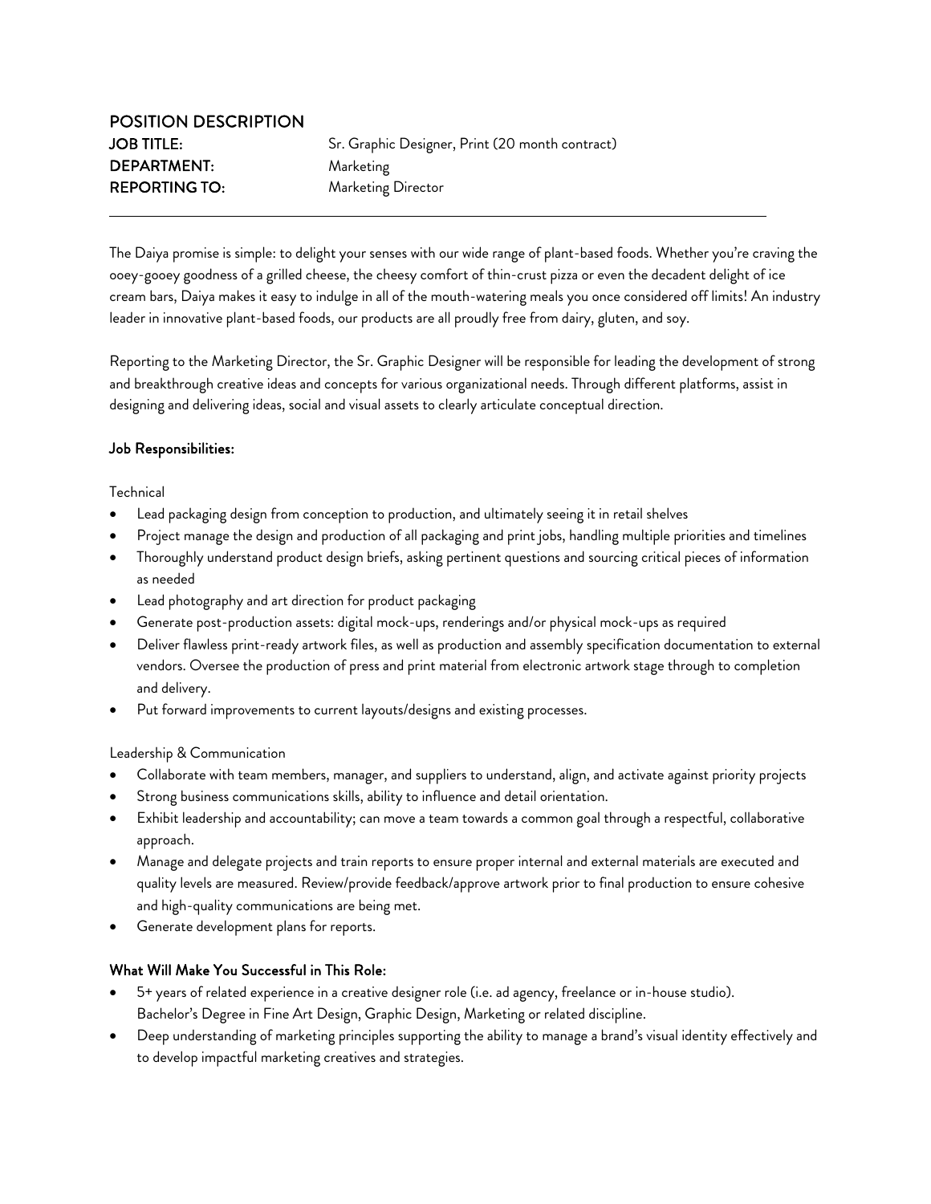# POSITION DESCRIPTION

**JOB TITLE:** Sr. Graphic Designer, Print (20 month contract)
**DEPARTMENT:** Marketing
**REPORTING TO:** Marketing Director

---

The Daiya promise is simple: to delight your senses with our wide range of plant-based foods. Whether you're craving the ooey-gooey goodness of a grilled cheese, the cheesy comfort of thin-crust pizza or even the decadent delight of ice cream bars, Daiya makes it easy to indulge in all of the mouth-watering meals you once considered off limits! An industry leader in innovative plant-based foods, our products are all proudly free from dairy, gluten, and soy.

Reporting to the Marketing Director, the Sr. Graphic Designer will be responsible for leading the development of strong and breakthrough creative ideas and concepts for various organizational needs. Through different platforms, assist in designing and delivering ideas, social and visual assets to clearly articulate conceptual direction.

**Job Responsibilities:**

Technical

- Lead packaging design from conception to production, and ultimately seeing it in retail shelves
- Project manage the design and production of all packaging and print jobs, handling multiple priorities and timelines
- Thoroughly understand product design briefs, asking pertinent questions and sourcing critical pieces of information as needed
- Lead photography and art direction for product packaging
- Generate post-production assets: digital mock-ups, renderings and/or physical mock-ups as required
- Deliver flawless print-ready artwork files, as well as production and assembly specification documentation to external vendors. Oversee the production of press and print material from electronic artwork stage through to completion and delivery.
- Put forward improvements to current layouts/designs and existing processes.

Leadership & Communication

- Collaborate with team members, manager, and suppliers to understand, align, and activate against priority projects
- Strong business communications skills, ability to influence and detail orientation.
- Exhibit leadership and accountability; can move a team towards a common goal through a respectful, collaborative approach.
- Manage and delegate projects and train reports to ensure proper internal and external materials are executed and quality levels are measured. Review/provide feedback/approve artwork prior to final production to ensure cohesive and high-quality communications are being met.
- Generate development plans for reports.

**What Will Make You Successful in This Role:**

- 5+ years of related experience in a creative designer role (i.e. ad agency, freelance or in-house studio). Bachelor's Degree in Fine Art Design, Graphic Design, Marketing or related discipline.
- Deep understanding of marketing principles supporting the ability to manage a brand's visual identity effectively and to develop impactful marketing creatives and strategies.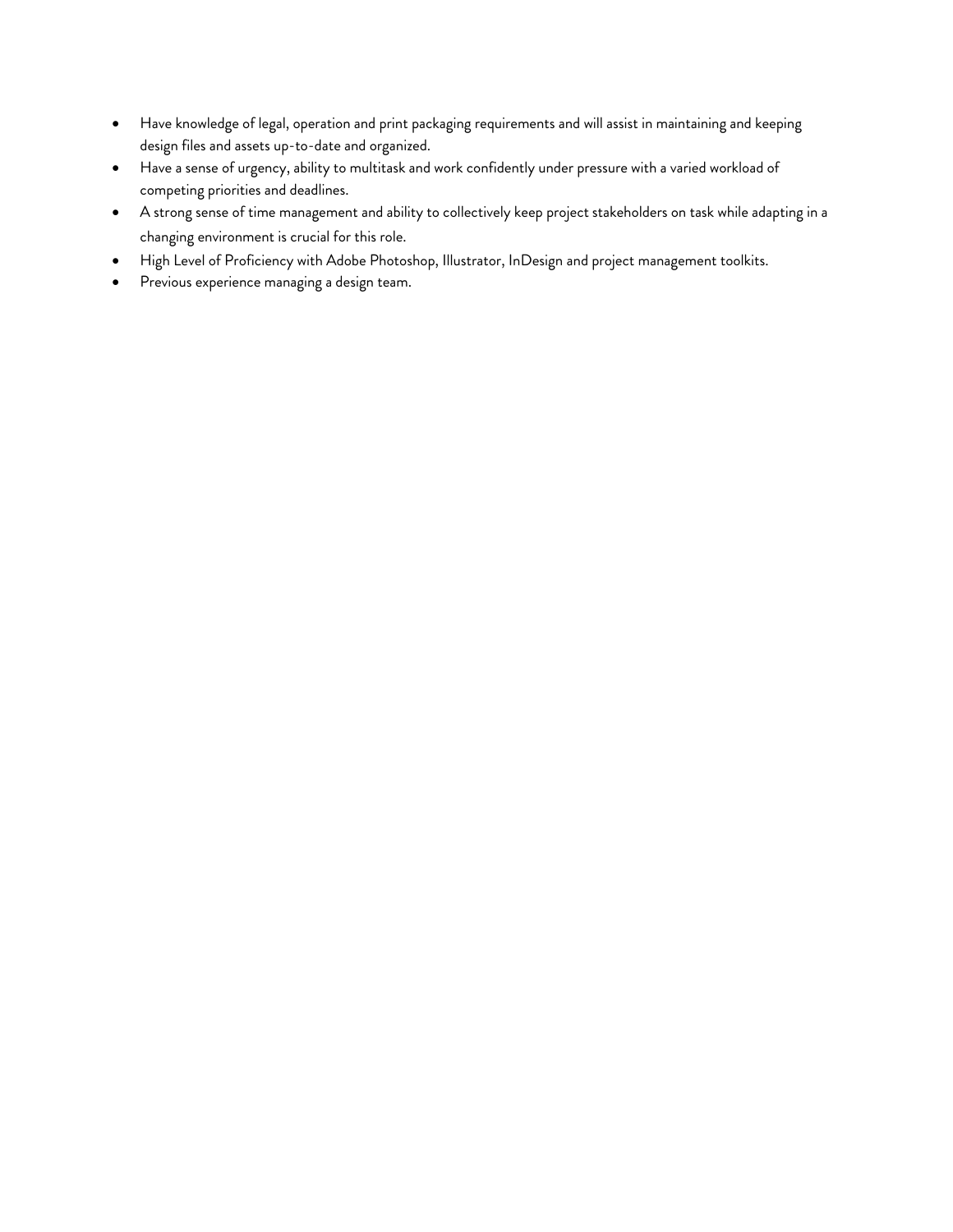- Have knowledge of legal, operation and print packaging requirements and will assist in maintaining and keeping design files and assets up-to-date and organized.
- Have a sense of urgency, ability to multitask and work confidently under pressure with a varied workload of competing priorities and deadlines.
- A strong sense of time management and ability to collectively keep project stakeholders on task while adapting in a changing environment is crucial for this role.
- High Level of Proficiency with Adobe Photoshop, Illustrator, InDesign and project management toolkits.
- Previous experience managing a design team.